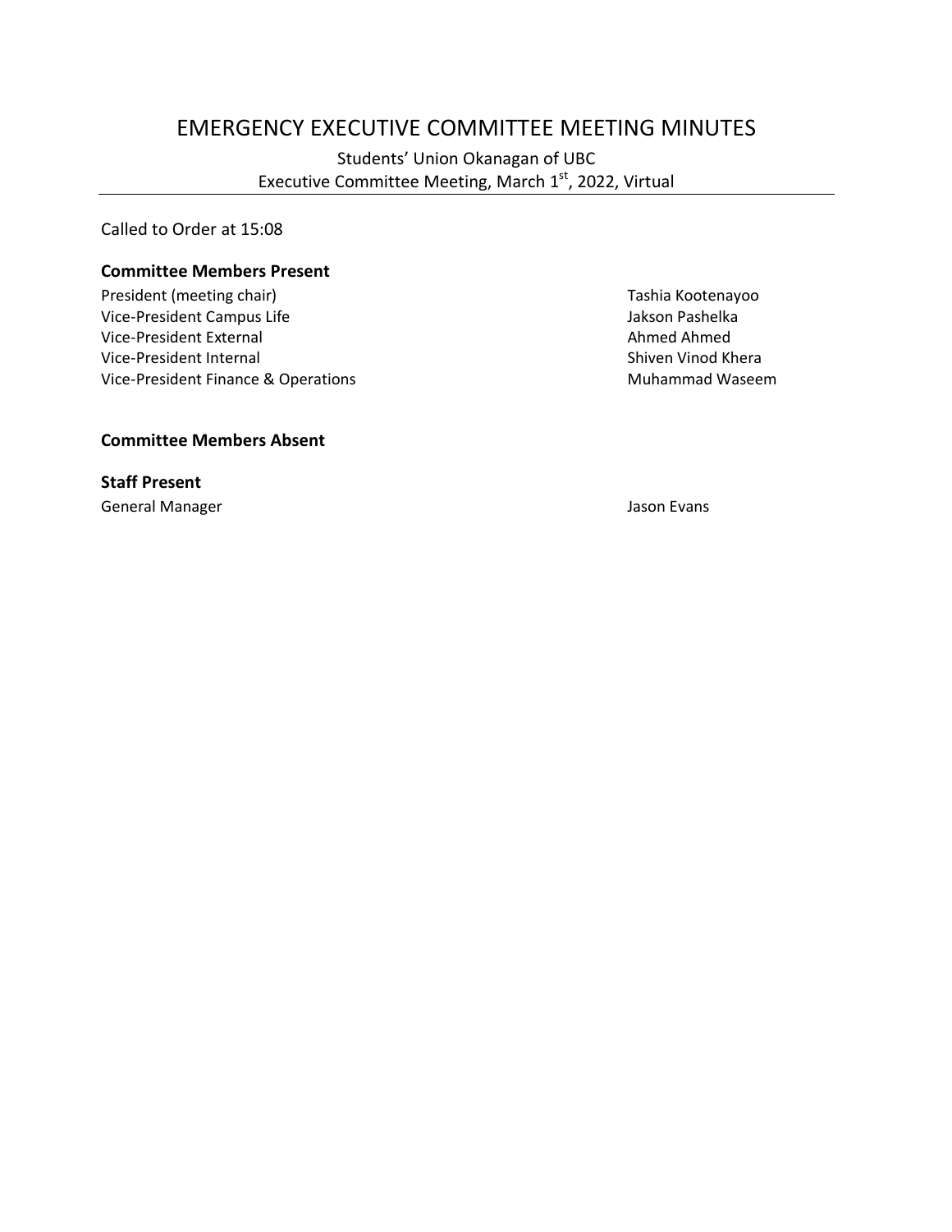# EMERGENCY EXECUTIVE COMMITTEE MEETING MINUTES

Students' Union Okanagan of UBC
Executive Committee Meeting, March 1st, 2022, Virtual

---

Called to Order at 15:08

**Committee Members Present**

| | |
|---|---|
| President (meeting chair) | Tashia Kootenayoo |
| Vice-President Campus Life | Jakson Pashelka |
| Vice-President External | Ahmed Ahmed |
| Vice-President Internal | Shiven Vinod Khera |
| Vice-President Finance & Operations | Muhammad Waseem |

**Committee Members Absent**

**Staff Present**

| | |
|---|---|
| General Manager | Jason Evans |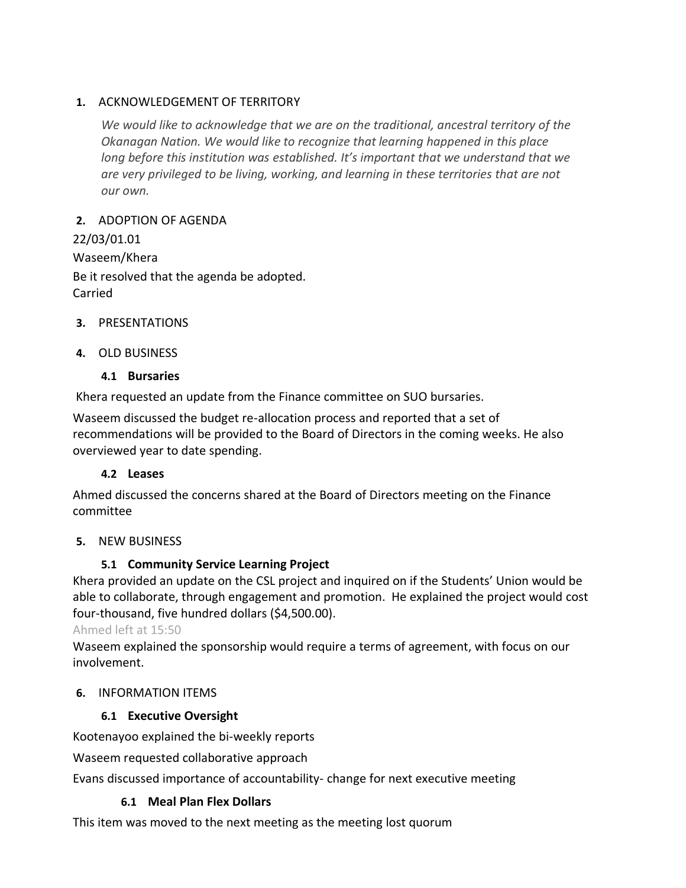**1.** ACKNOWLEDGEMENT OF TERRITORY

*We would like to acknowledge that we are on the traditional, ancestral territory of the Okanagan Nation. We would like to recognize that learning happened in this place long before this institution was established. It's important that we understand that we are very privileged to be living, working, and learning in these territories that are not our own.*

**2.** ADOPTION OF AGENDA

22/03/01.01

Waseem/Khera

Be it resolved that the agenda be adopted.
Carried

**3.** PRESENTATIONS

**4.** OLD BUSINESS

**4.1 Bursaries**

Khera requested an update from the Finance committee on SUO bursaries.

Waseem discussed the budget re-allocation process and reported that a set of recommendations will be provided to the Board of Directors in the coming weeks. He also overviewed year to date spending.

**4.2 Leases**

Ahmed discussed the concerns shared at the Board of Directors meeting on the Finance committee

**5.** NEW BUSINESS

**5.1 Community Service Learning Project**

Khera provided an update on the CSL project and inquired on if the Students' Union would be able to collaborate, through engagement and promotion. He explained the project would cost four-thousand, five hundred dollars ($4,500.00).

Ahmed left at 15:50

Waseem explained the sponsorship would require a terms of agreement, with focus on our involvement.

**6.** INFORMATION ITEMS

**6.1 Executive Oversight**

Kootenayoo explained the bi-weekly reports

Waseem requested collaborative approach

Evans discussed importance of accountability- change for next executive meeting

**6.1 Meal Plan Flex Dollars**

This item was moved to the next meeting as the meeting lost quorum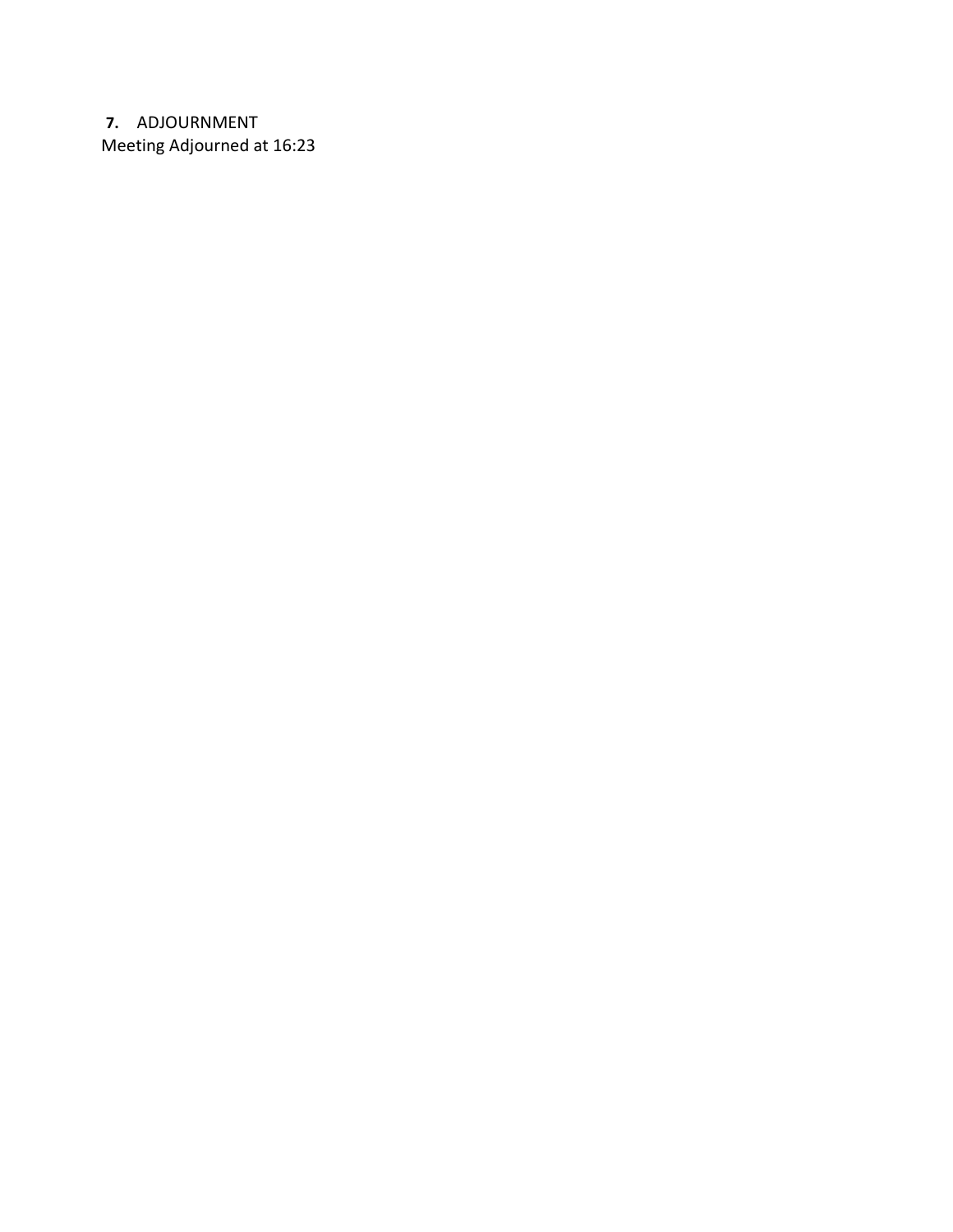**7.** ADJOURNMENT
Meeting Adjourned at 16:23